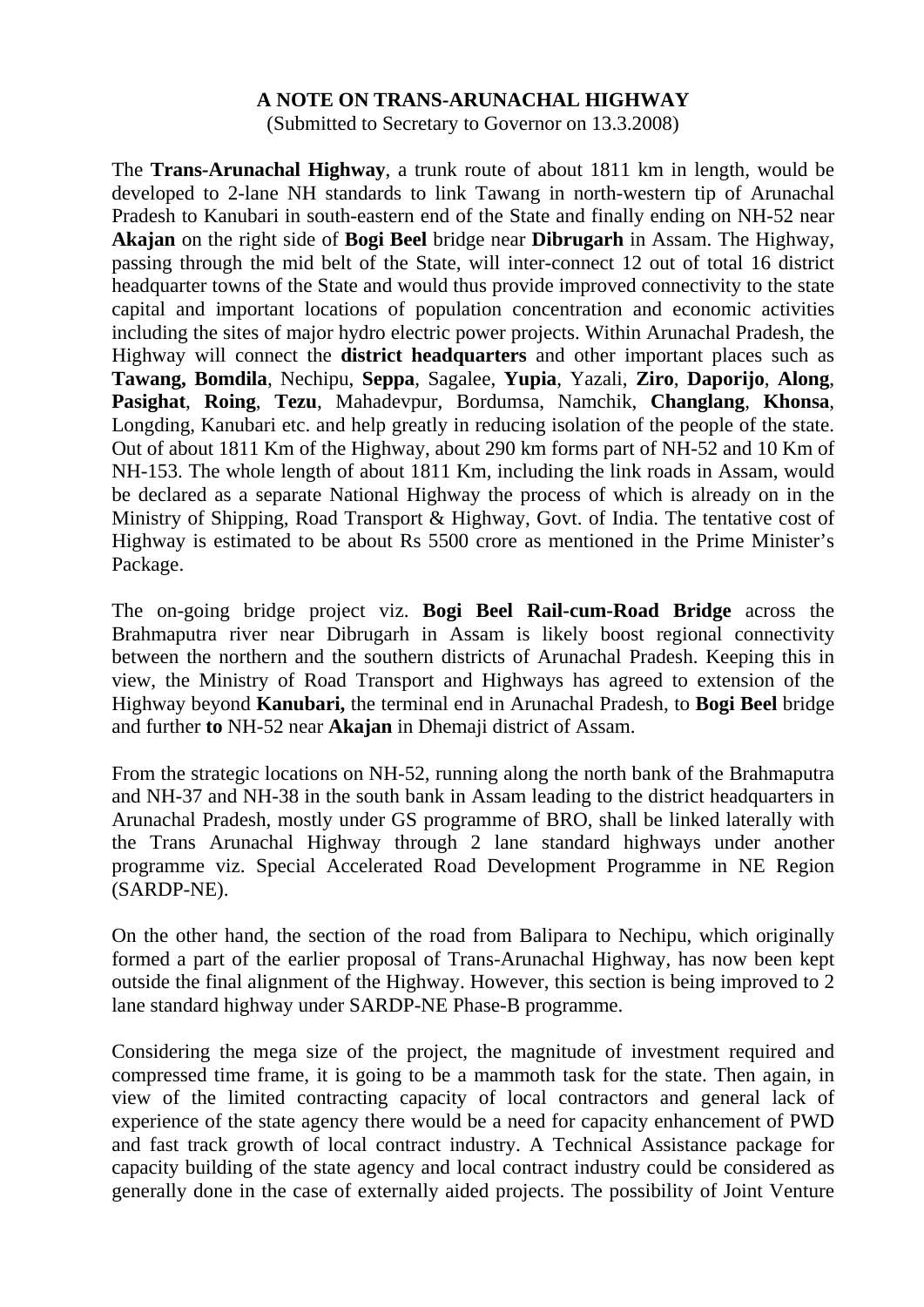**A NOTE ON TRANS-ARUNACHAL HIGHWAY**

(Submitted to Secretary to Governor on 13.3.2008)

The **Trans-Arunachal Highway**, a trunk route of about 1811 km in length, would be developed to 2-lane NH standards to link Tawang in north-western tip of Arunachal Pradesh to Kanubari in south-eastern end of the State and finally ending on NH-52 near **Akajan** on the right side of **Bogi Beel** bridge near **Dibrugarh** in Assam. The Highway, passing through the mid belt of the State, will inter-connect 12 out of total 16 district headquarter towns of the State and would thus provide improved connectivity to the state capital and important locations of population concentration and economic activities including the sites of major hydro electric power projects. Within Arunachal Pradesh, the Highway will connect the **district headquarters** and other important places such as **Tawang, Bomdila**, Nechipu, **Seppa**, Sagalee, **Yupia**, Yazali, **Ziro**, **Daporijo**, **Along**, **Pasighat**, **Roing**, **Tezu**, Mahadevpur, Bordumsa, Namchik, **Changlang**, **Khonsa**, Longding, Kanubari etc. and help greatly in reducing isolation of the people of the state. Out of about 1811 Km of the Highway, about 290 km forms part of NH-52 and 10 Km of NH-153. The whole length of about 1811 Km, including the link roads in Assam, would be declared as a separate National Highway the process of which is already on in the Ministry of Shipping, Road Transport & Highway, Govt. of India. The tentative cost of Highway is estimated to be about Rs 5500 crore as mentioned in the Prime Minister's Package.

The on-going bridge project viz. **Bogi Beel Rail-cum-Road Bridge** across the Brahmaputra river near Dibrugarh in Assam is likely boost regional connectivity between the northern and the southern districts of Arunachal Pradesh. Keeping this in view, the Ministry of Road Transport and Highways has agreed to extension of the Highway beyond **Kanubari,** the terminal end in Arunachal Pradesh, to **Bogi Beel** bridge and further **to** NH-52 near **Akajan** in Dhemaji district of Assam.

From the strategic locations on NH-52, running along the north bank of the Brahmaputra and NH-37 and NH-38 in the south bank in Assam leading to the district headquarters in Arunachal Pradesh, mostly under GS programme of BRO, shall be linked laterally with the Trans Arunachal Highway through 2 lane standard highways under another programme viz. Special Accelerated Road Development Programme in NE Region (SARDP-NE).

On the other hand, the section of the road from Balipara to Nechipu, which originally formed a part of the earlier proposal of Trans-Arunachal Highway, has now been kept outside the final alignment of the Highway. However, this section is being improved to 2 lane standard highway under SARDP-NE Phase-B programme.

Considering the mega size of the project, the magnitude of investment required and compressed time frame, it is going to be a mammoth task for the state. Then again, in view of the limited contracting capacity of local contractors and general lack of experience of the state agency there would be a need for capacity enhancement of PWD and fast track growth of local contract industry. A Technical Assistance package for capacity building of the state agency and local contract industry could be considered as generally done in the case of externally aided projects. The possibility of Joint Venture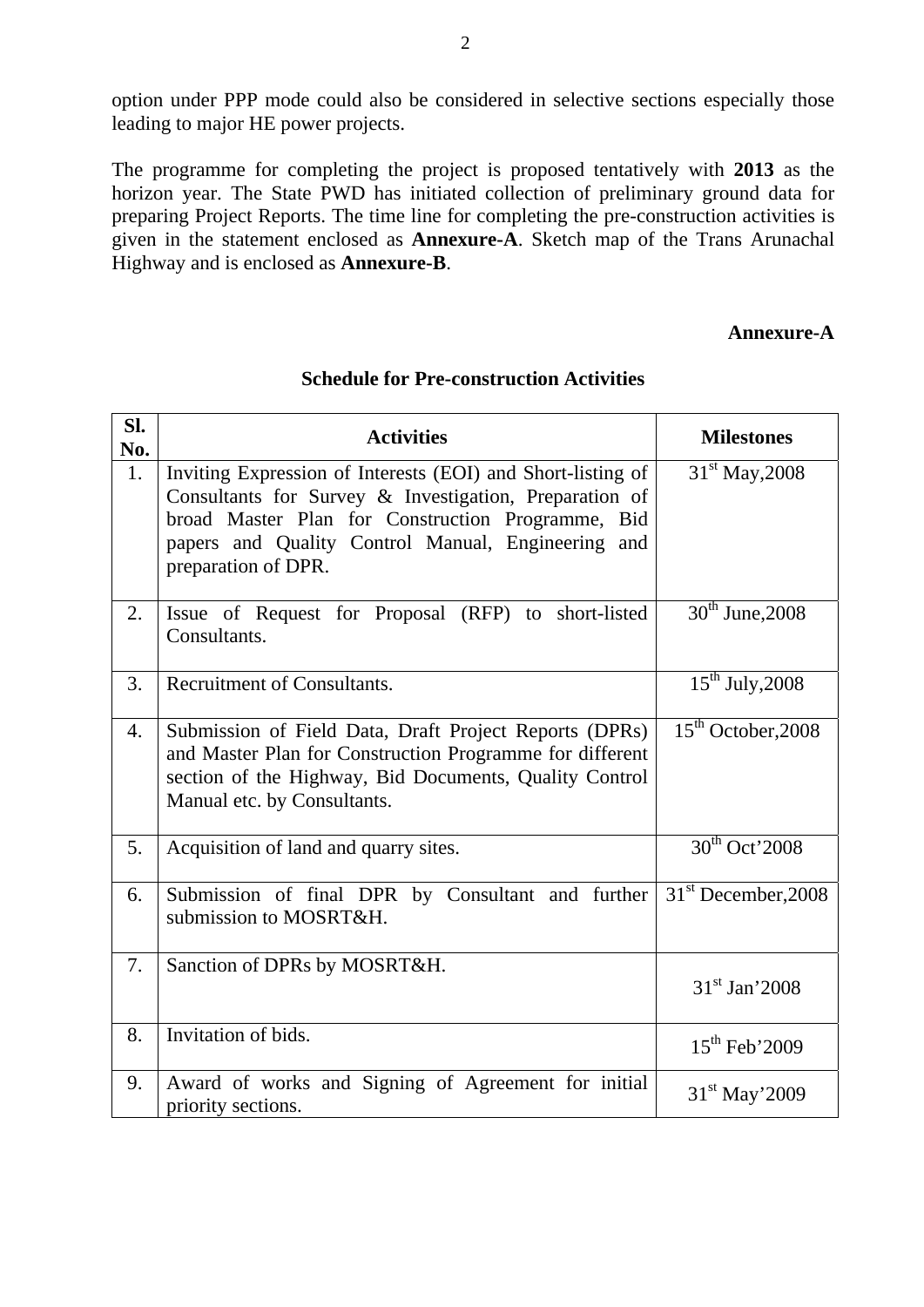option under PPP mode could also be considered in selective sections especially those leading to major HE power projects.

The programme for completing the project is proposed tentatively with **2013** as the horizon year. The State PWD has initiated collection of preliminary ground data for preparing Project Reports. The time line for completing the pre-construction activities is given in the statement enclosed as **Annexure-A**. Sketch map of the Trans Arunachal Highway and is enclosed as **Annexure-B**.

**Annexure-A**

**Schedule for Pre-construction Activities**

| Sl. No. | Activities | Milestones |
|---|---|---|
| 1. | Inviting Expression of Interests (EOI) and Short-listing of Consultants for Survey & Investigation, Preparation of broad Master Plan for Construction Programme, Bid papers and Quality Control Manual, Engineering and preparation of DPR. | 31st May,2008 |
| 2. | Issue of Request for Proposal (RFP) to short-listed Consultants. | 30th June,2008 |
| 3. | Recruitment of Consultants. | 15th July,2008 |
| 4. | Submission of Field Data, Draft Project Reports (DPRs) and Master Plan for Construction Programme for different section of the Highway, Bid Documents, Quality Control Manual etc. by Consultants. | 15th October,2008 |
| 5. | Acquisition of land and quarry sites. | 30th Oct'2008 |
| 6. | Submission of final DPR by Consultant and further submission to MOSRT&H. | 31st December,2008 |
| 7. | Sanction of DPRs by MOSRT&H. | 31st Jan'2008 |
| 8. | Invitation of bids. | 15th Feb'2009 |
| 9. | Award of works and Signing of Agreement for initial priority sections. | 31st May'2009 |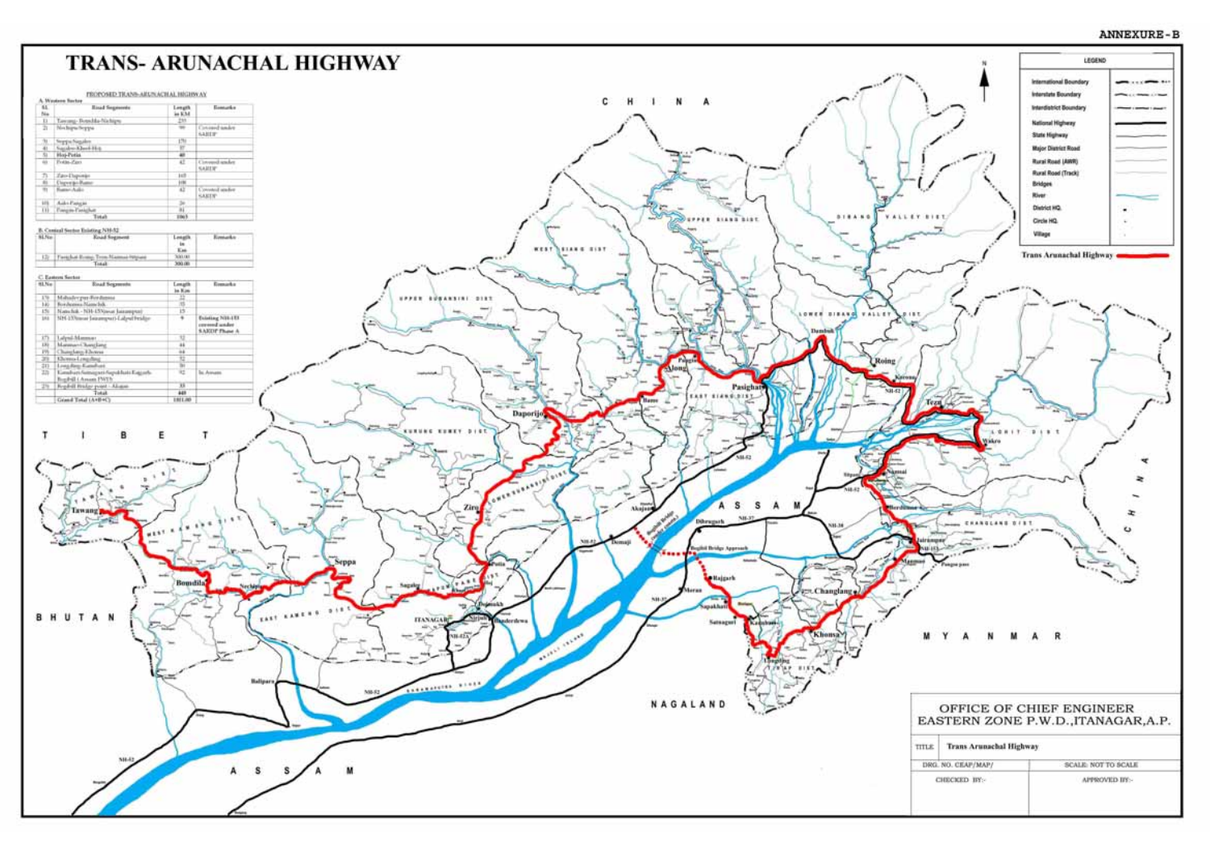ANNEXURE-B

# TRANS- ARUNACHAL HIGHWAY

PROPOSED TRANS-ARUNACHAL HIGHWAY

A. Western Sector

| Sl. No | Road Segments | Length in KM | Remarks |
|---|---|---|---|
| 1) | Tawang- Bomdila-Nechipu | 235 | |
| 2) | Nechipu-Seppa | 99 | Covered under SARDP |
| 3) | Seppa-Sagalee | 170 | |
| 4) | Sagalee-Kheel-Hoj | 37 | |
| 5) | Hoj-Potin | 40 | |
| 6) | Potin-Ziro | 42 | Covered under SARDP |
| 7) | Ziro-Daporijo | 165 | |
| 8) | Daporijo-Bame | 108 | |
| 9) | Bame-Aalo | 42 | Covered under SARDP |
| 10) | Aalo-Pangin | 26 | |
| 11) | Pangin-Pasighat | 81 | |
| | Total | 1063 | |

B. Central Sector Existing NH-52

| Sl.No | Road Segment | Length in Km | Remarks |
|---|---|---|---|
| 12) | Pasighat-Roing-Tezu-Namsai-Sitpani | 300.00 | |
| | Total | 300.00 | |

C. Eastern Sector

| Sl.No | Road Segments | Length in Km | Remarks |
|---|---|---|---|
| 13) | Mahadevpur-Bordumsa | 22 | |
| 14) | Bordumsa-Namchik | 35 | |
| 15) | Namchik - NH-153(near Jairampur) | 15 | |
| 16) | NH-153(near Jairampur)-Lalpul bridge | 9 | Existing NH-153 covered under SARDP Phase A |
| 17) | Lalpul-Manmao | 32 | |
| 18) | Manmao-Changlang | 44 | |
| 19) | Changlang-Khonsa | 64 | |
| 20) | Khonsa-Longding | 52 | |
| 21) | Longding-Kanubari | 36 | |
| 22) | Kanubari-Sonari-Sapekhati-Rajgarh-Bogibill (Assam PWD) | 92 | In Assam |
| 23) | Bogibill Bridge point - Akajan | 35 | |
| | Total | 440 | |
| | Grand Total (A+B+C) | 1803.00 | |

LEGEND

- International Boundary
- Interstate Boundary
- Interdistrict Boundary
- National Highway
- State Highway
- Major District Road
- Rural Road (AWR)
- Rural Road (Track)
- Bridges
- River
- District HQ.
- Circle HQ.
- Village
- Trans Arunachal Highway

CHINA
TIBET
BHUTAN
MYANMAR
NAGALAND
ASSAM

OFFICE OF CHIEF ENGINEER
EASTERN ZONE P.W.D.,ITANAGAR,A.P.

| | |
|---|---|
| TITLE | Trans Arunachal Highway |
| DRG. NO. CEAP/MAP/ | SCALE: NOT TO SCALE |
| CHECKED BY:- | APPROVED BY:- |